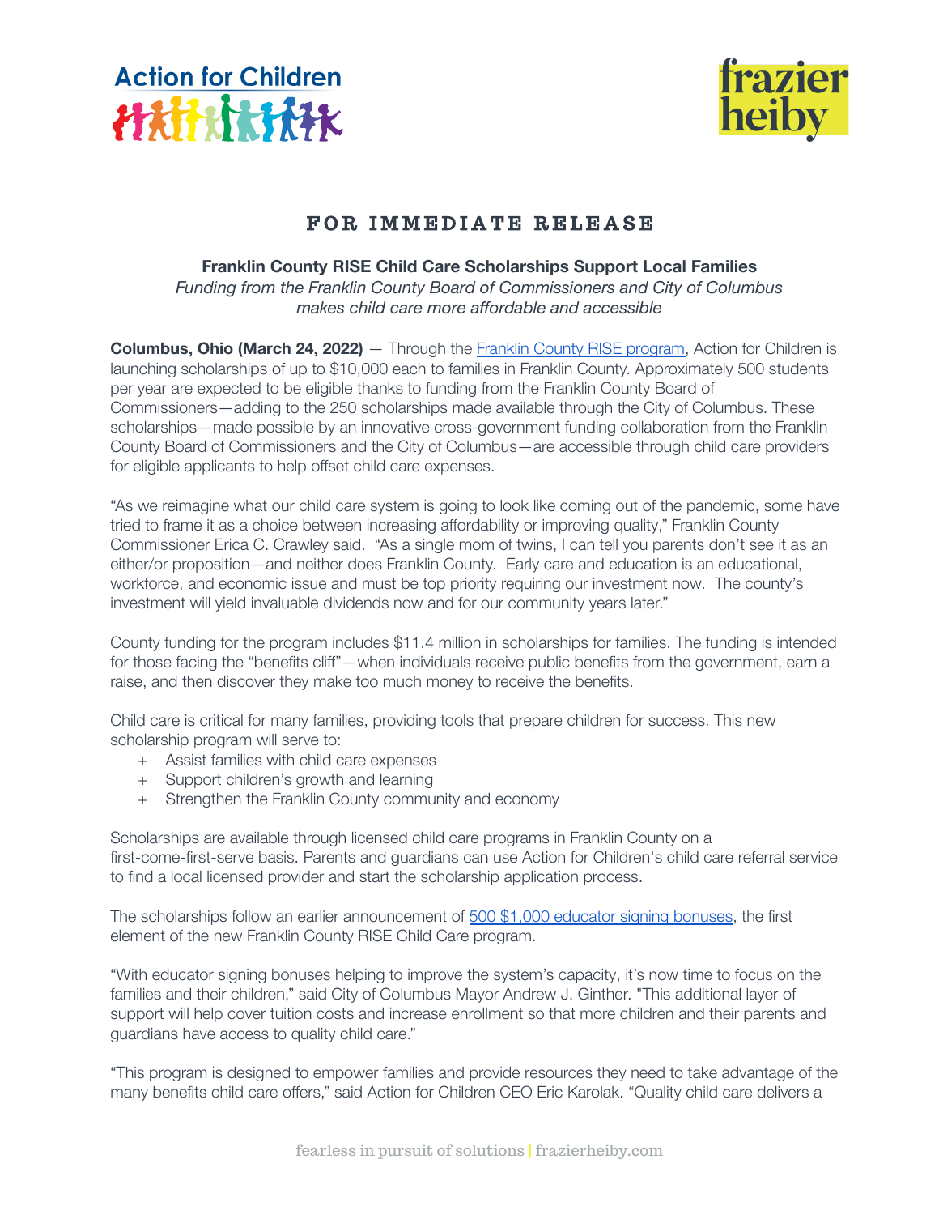**FOR IMMEDIATE RELEASE**

## Franklin County RISE Child Care Scholarships Support Local Families

*Funding from the Franklin County Board of Commissioners and City of Columbus makes child care more affordable and accessible*

**Columbus, Ohio (March 24, 2022)** — Through the [Franklin County RISE program](), Action for Children is launching scholarships of up to $10,000 each to families in Franklin County. Approximately 500 students per year are expected to be eligible thanks to funding from the Franklin County Board of Commissioners—adding to the 250 scholarships made available through the City of Columbus. These scholarships—made possible by an innovative cross-government funding collaboration from the Franklin County Board of Commissioners and the City of Columbus—are accessible through child care providers for eligible applicants to help offset child care expenses.

"As we reimagine what our child care system is going to look like coming out of the pandemic, some have tried to frame it as a choice between increasing affordability or improving quality," Franklin County Commissioner Erica C. Crawley said. "As a single mom of twins, I can tell you parents don't see it as an either/or proposition—and neither does Franklin County. Early care and education is an educational, workforce, and economic issue and must be top priority requiring our investment now. The county's investment will yield invaluable dividends now and for our community years later."

County funding for the program includes $11.4 million in scholarships for families. The funding is intended for those facing the "benefits cliff"—when individuals receive public benefits from the government, earn a raise, and then discover they make too much money to receive the benefits.

Child care is critical for many families, providing tools that prepare children for success. This new scholarship program will serve to:

- Assist families with child care expenses
- Support children's growth and learning
- Strengthen the Franklin County community and economy

Scholarships are available through licensed child care programs in Franklin County on a first-come-first-serve basis. Parents and guardians can use Action for Children's child care referral service to find a local licensed provider and start the scholarship application process.

The scholarships follow an earlier announcement of [500 $1,000 educator signing bonuses](), the first element of the new Franklin County RISE Child Care program.

"With educator signing bonuses helping to improve the system's capacity, it's now time to focus on the families and their children," said City of Columbus Mayor Andrew J. Ginther. "This additional layer of support will help cover tuition costs and increase enrollment so that more children and their parents and guardians have access to quality child care."

"This program is designed to empower families and provide resources they need to take advantage of the many benefits child care offers," said Action for Children CEO Eric Karolak. "Quality child care delivers a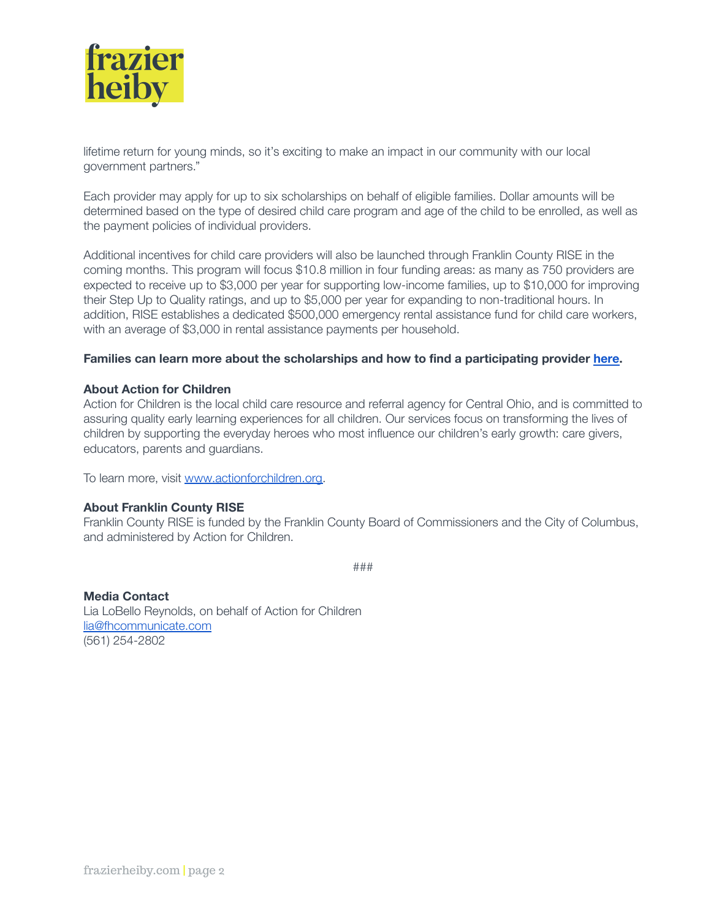lifetime return for young minds, so it's exciting to make an impact in our community with our local government partners."

Each provider may apply for up to six scholarships on behalf of eligible families. Dollar amounts will be determined based on the type of desired child care program and age of the child to be enrolled, as well as the payment policies of individual providers.

Additional incentives for child care providers will also be launched through Franklin County RISE in the coming months. This program will focus $10.8 million in four funding areas: as many as 750 providers are expected to receive up to $3,000 per year for supporting low-income families, up to $10,000 for improving their Step Up to Quality ratings, and up to $5,000 per year for expanding to non-traditional hours. In addition, RISE establishes a dedicated $500,000 emergency rental assistance fund for child care workers, with an average of $3,000 in rental assistance payments per household.

**Families can learn more about the scholarships and how to find a participating provider here.**

**About Action for Children**

Action for Children is the local child care resource and referral agency for Central Ohio, and is committed to assuring quality early learning experiences for all children. Our services focus on transforming the lives of children by supporting the everyday heroes who most influence our children's early growth: care givers, educators, parents and guardians.

To learn more, visit www.actionforchildren.org.

**About Franklin County RISE**

Franklin County RISE is funded by the Franklin County Board of Commissioners and the City of Columbus, and administered by Action for Children.

###

**Media Contact**

Lia LoBello Reynolds, on behalf of Action for Children
lia@fhcommunicate.com
(561) 254-2802